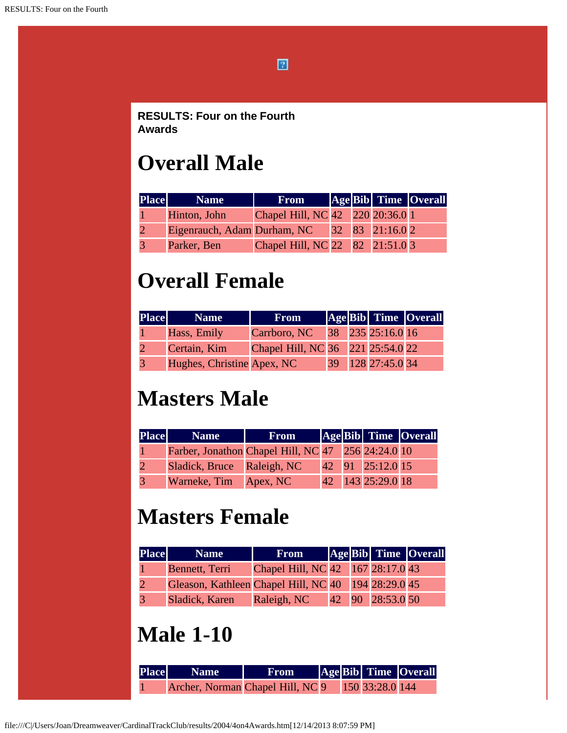**RESULTS: Four on the Fourth**
**Awards**

# Overall Male

| Place | Name | From | Age | Bib | Time | Overall |
|---|---|---|---|---|---|---|
| 1 | Hinton, John | Chapel Hill, NC | 42 | 220 | 20:36.0 | 1 |
| 2 | Eigenrauch, Adam | Durham, NC | 32 | 83 | 21:16.0 | 2 |
| 3 | Parker, Ben | Chapel Hill, NC | 22 | 82 | 21:51.0 | 3 |

# Overall Female

| Place | Name | From | Age | Bib | Time | Overall |
|---|---|---|---|---|---|---|
| 1 | Hass, Emily | Carrboro, NC | 38 | 235 | 25:16.0 | 16 |
| 2 | Certain, Kim | Chapel Hill, NC | 36 | 221 | 25:54.0 | 22 |
| 3 | Hughes, Christine | Apex, NC | 39 | 128 | 27:45.0 | 34 |

# Masters Male

| Place | Name | From | Age | Bib | Time | Overall |
|---|---|---|---|---|---|---|
| 1 | Farber, Jonathon | Chapel Hill, NC | 47 | 256 | 24:24.0 | 10 |
| 2 | Sladick, Bruce | Raleigh, NC | 42 | 91 | 25:12.0 | 15 |
| 3 | Warneke, Tim | Apex, NC | 42 | 143 | 25:29.0 | 18 |

# Masters Female

| Place | Name | From | Age | Bib | Time | Overall |
|---|---|---|---|---|---|---|
| 1 | Bennett, Terri | Chapel Hill, NC | 42 | 167 | 28:17.0 | 43 |
| 2 | Gleason, Kathleen | Chapel Hill, NC | 40 | 194 | 28:29.0 | 45 |
| 3 | Sladick, Karen | Raleigh, NC | 42 | 90 | 28:53.0 | 50 |

# Male 1-10

| Place | Name | From | Age | Bib | Time | Overall |
|---|---|---|---|---|---|---|
| 1 | Archer, Norman | Chapel Hill, NC | 9 | 150 | 33:28.0 | 144 |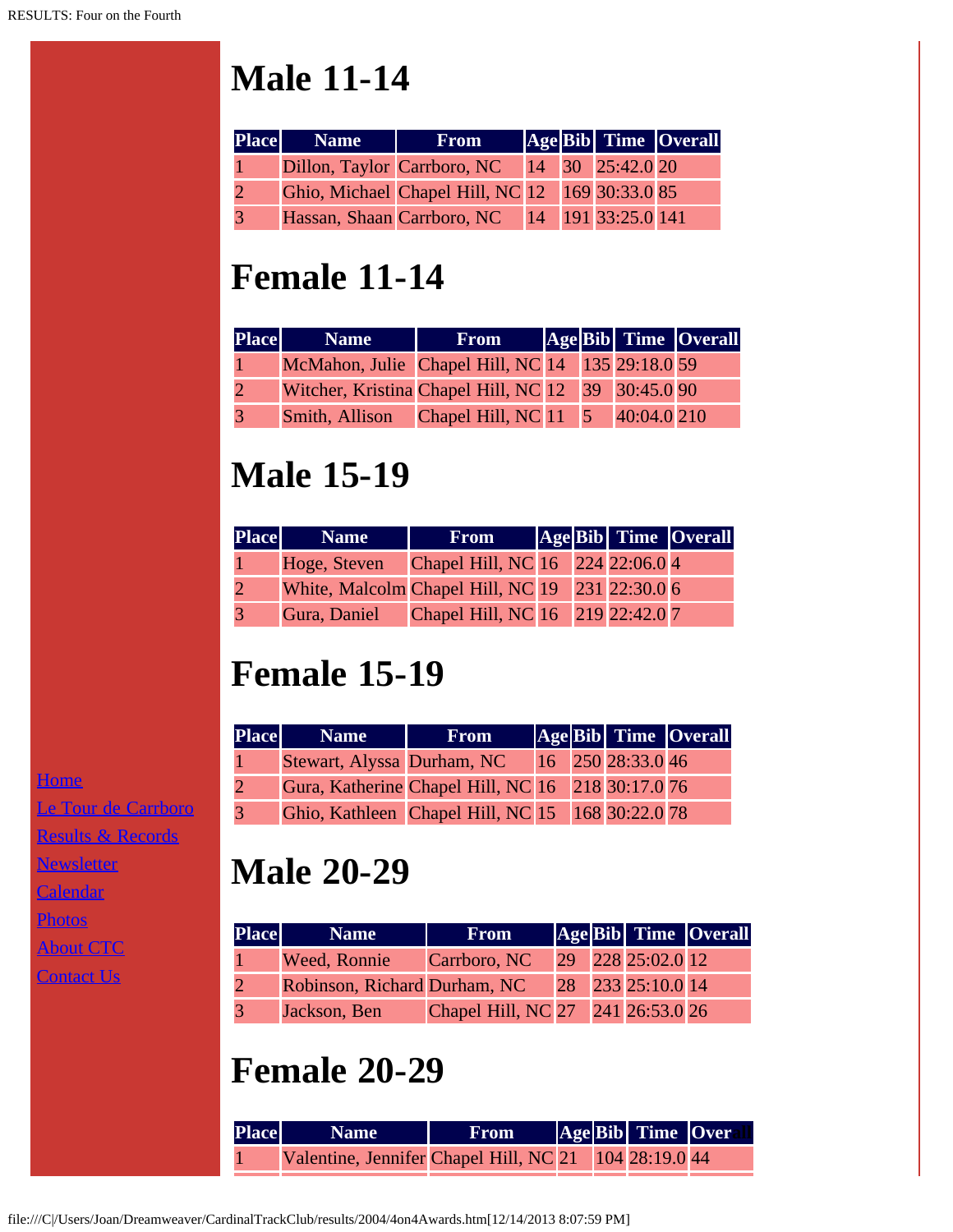# Male 11-14

| Place | Name | From | Age | Bib | Time | Overall |
|---|---|---|---|---|---|---|
| 1 | Dillon, Taylor | Carrboro, NC | 14 | 30 | 25:42.0 | 20 |
| 2 | Ghio, Michael | Chapel Hill, NC | 12 | 169 | 30:33.0 | 85 |
| 3 | Hassan, Shaan | Carrboro, NC | 14 | 191 | 33:25.0 | 141 |

# Female 11-14

| Place | Name | From | Age | Bib | Time | Overall |
|---|---|---|---|---|---|---|
| 1 | McMahon, Julie | Chapel Hill, NC | 14 | 135 | 29:18.0 | 59 |
| 2 | Witcher, Kristina | Chapel Hill, NC | 12 | 39 | 30:45.0 | 90 |
| 3 | Smith, Allison | Chapel Hill, NC | 11 | 5 | 40:04.0 | 210 |

# Male 15-19

| Place | Name | From | Age | Bib | Time | Overall |
|---|---|---|---|---|---|---|
| 1 | Hoge, Steven | Chapel Hill, NC | 16 | 224 | 22:06.0 | 4 |
| 2 | White, Malcolm | Chapel Hill, NC | 19 | 231 | 22:30.0 | 6 |
| 3 | Gura, Daniel | Chapel Hill, NC | 16 | 219 | 22:42.0 | 7 |

# Female 15-19

| Place | Name | From | Age | Bib | Time | Overall |
|---|---|---|---|---|---|---|
| 1 | Stewart, Alyssa | Durham, NC | 16 | 250 | 28:33.0 | 46 |
| 2 | Gura, Katherine | Chapel Hill, NC | 16 | 218 | 30:17.0 | 76 |
| 3 | Ghio, Kathleen | Chapel Hill, NC | 15 | 168 | 30:22.0 | 78 |

# Male 20-29

| Place | Name | From | Age | Bib | Time | Overall |
|---|---|---|---|---|---|---|
| 1 | Weed, Ronnie | Carrboro, NC | 29 | 228 | 25:02.0 | 12 |
| 2 | Robinson, Richard | Durham, NC | 28 | 233 | 25:10.0 | 14 |
| 3 | Jackson, Ben | Chapel Hill, NC | 27 | 241 | 26:53.0 | 26 |

# Female 20-29

| Place | Name | From | Age | Bib | Time | Overall |
|---|---|---|---|---|---|---|
| 1 | Valentine, Jennifer | Chapel Hill, NC | 21 | 104 | 28:19.0 | 44 |

[Home](#)
[Le Tour de Carrboro](#)
[Results & Records](#)
[Newsletter](#)
[Calendar](#)
[Photos](#)
[About CTC](#)
[Contact Us](#)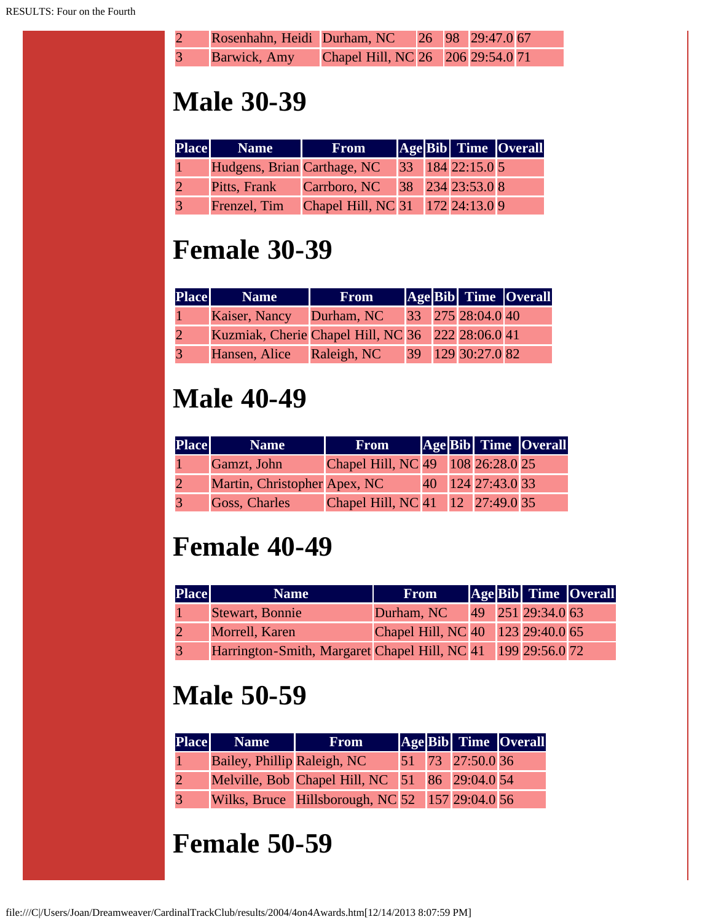| | | | | | | |
|---|---|---|---|---|---|---|
| 2 | Rosenhahn, Heidi | Durham, NC | 26 | 98 | 29:47.0 | 67 |
| 3 | Barwick, Amy | Chapel Hill, NC | 26 | 206 | 29:54.0 | 71 |

# Male 30-39

| Place | Name | From | Age | Bib | Time | Overall |
|---|---|---|---|---|---|---|
| 1 | Hudgens, Brian | Carthage, NC | 33 | 184 | 22:15.0 | 5 |
| 2 | Pitts, Frank | Carrboro, NC | 38 | 234 | 23:53.0 | 8 |
| 3 | Frenzel, Tim | Chapel Hill, NC | 31 | 172 | 24:13.0 | 9 |

# Female 30-39

| Place | Name | From | Age | Bib | Time | Overall |
|---|---|---|---|---|---|---|
| 1 | Kaiser, Nancy | Durham, NC | 33 | 275 | 28:04.0 | 40 |
| 2 | Kuzmiak, Cherie | Chapel Hill, NC | 36 | 222 | 28:06.0 | 41 |
| 3 | Hansen, Alice | Raleigh, NC | 39 | 129 | 30:27.0 | 82 |

# Male 40-49

| Place | Name | From | Age | Bib | Time | Overall |
|---|---|---|---|---|---|---|
| 1 | Gamzt, John | Chapel Hill, NC | 49 | 108 | 26:28.0 | 25 |
| 2 | Martin, Christopher | Apex, NC | 40 | 124 | 27:43.0 | 33 |
| 3 | Goss, Charles | Chapel Hill, NC | 41 | 12 | 27:49.0 | 35 |

# Female 40-49

| Place | Name | From | Age | Bib | Time | Overall |
|---|---|---|---|---|---|---|
| 1 | Stewart, Bonnie | Durham, NC | 49 | 251 | 29:34.0 | 63 |
| 2 | Morrell, Karen | Chapel Hill, NC | 40 | 123 | 29:40.0 | 65 |
| 3 | Harrington-Smith, Margaret | Chapel Hill, NC | 41 | 199 | 29:56.0 | 72 |

# Male 50-59

| Place | Name | From | Age | Bib | Time | Overall |
|---|---|---|---|---|---|---|
| 1 | Bailey, Phillip | Raleigh, NC | 51 | 73 | 27:50.0 | 36 |
| 2 | Melville, Bob | Chapel Hill, NC | 51 | 86 | 29:04.0 | 54 |
| 3 | Wilks, Bruce | Hillsborough, NC | 52 | 157 | 29:04.0 | 56 |

# Female 50-59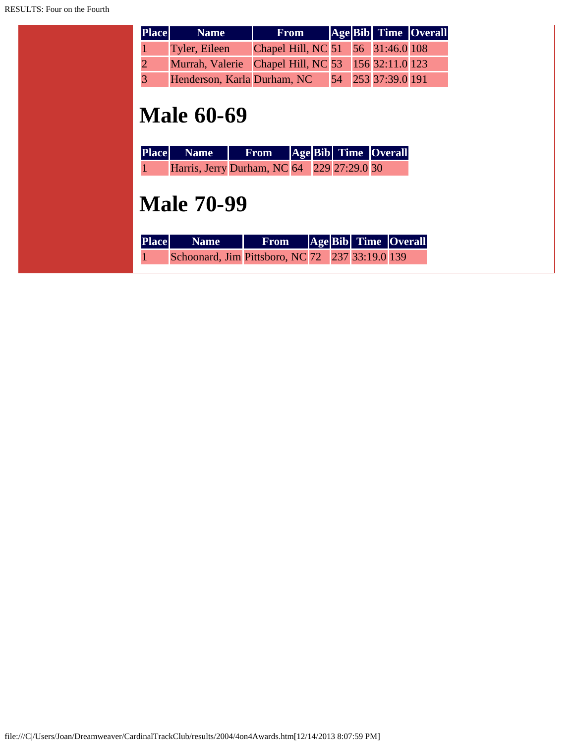| Place | Name | From | Age | Bib | Time | Overall |
| --- | --- | --- | --- | --- | --- | --- |
| 1 | Tyler, Eileen | Chapel Hill, NC | 51 | 56 | 31:46.0 | 108 |
| 2 | Murrah, Valerie | Chapel Hill, NC | 53 | 156 | 32:11.0 | 123 |
| 3 | Henderson, Karla | Durham, NC | 54 | 253 | 37:39.0 | 191 |

# Male 60-69

| Place | Name | From | Age | Bib | Time | Overall |
| --- | --- | --- | --- | --- | --- | --- |
| 1 | Harris, Jerry | Durham, NC | 64 | 229 | 27:29.0 | 30 |

# Male 70-99

| Place | Name | From | Age | Bib | Time | Overall |
| --- | --- | --- | --- | --- | --- | --- |
| 1 | Schoonard, Jim | Pittsboro, NC | 72 | 237 | 33:19.0 | 139 |